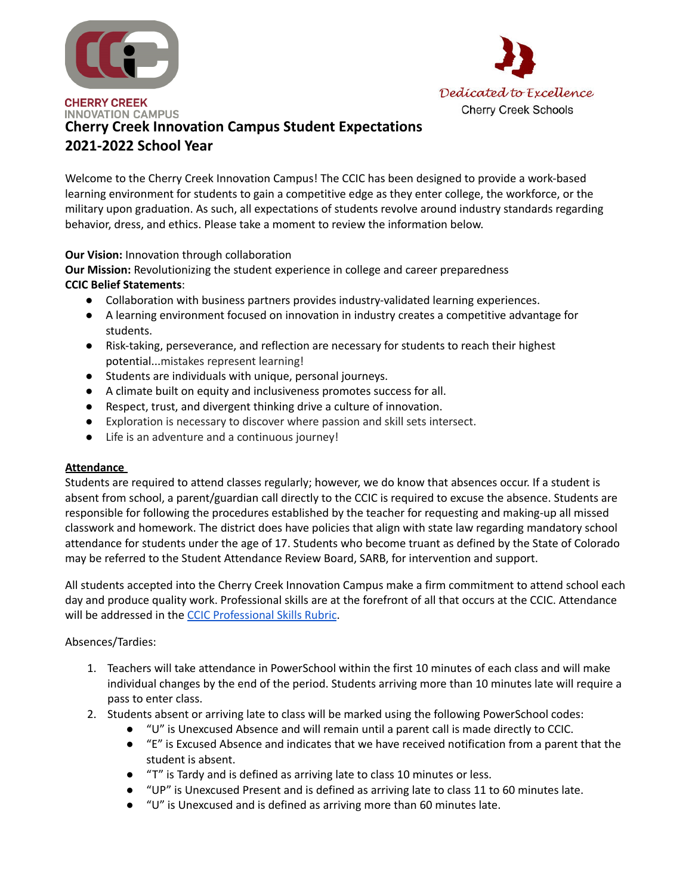CHERRY CREEK
INNOVATION CAMPUS

*Dedicated to Excellence*
Cherry Creek Schools

# Cherry Creek Innovation Campus Student Expectations 2021-2022 School Year

Welcome to the Cherry Creek Innovation Campus! The CCIC has been designed to provide a work-based learning environment for students to gain a competitive edge as they enter college, the workforce, or the military upon graduation. As such, all expectations of students revolve around industry standards regarding behavior, dress, and ethics. Please take a moment to review the information below.

**Our Vision:** Innovation through collaboration
**Our Mission:** Revolutionizing the student experience in college and career preparedness
**CCIC Belief Statements**:

- Collaboration with business partners provides industry-validated learning experiences.
- A learning environment focused on innovation in industry creates a competitive advantage for students.
- Risk-taking, perseverance, and reflection are necessary for students to reach their highest potential...mistakes represent learning!
- Students are individuals with unique, personal journeys.
- A climate built on equity and inclusiveness promotes success for all.
- Respect, trust, and divergent thinking drive a culture of innovation.
- Exploration is necessary to discover where passion and skill sets intersect.
- Life is an adventure and a continuous journey!

## Attendance

Students are required to attend classes regularly; however, we do know that absences occur. If a student is absent from school, a parent/guardian call directly to the CCIC is required to excuse the absence. Students are responsible for following the procedures established by the teacher for requesting and making-up all missed classwork and homework. The district does have policies that align with state law regarding mandatory school attendance for students under the age of 17. Students who become truant as defined by the State of Colorado may be referred to the Student Attendance Review Board, SARB, for intervention and support.

All students accepted into the Cherry Creek Innovation Campus make a firm commitment to attend school each day and produce quality work. Professional skills are at the forefront of all that occurs at the CCIC. Attendance will be addressed in the CCIC Professional Skills Rubric.

Absences/Tardies:

1. Teachers will take attendance in PowerSchool within the first 10 minutes of each class and will make individual changes by the end of the period. Students arriving more than 10 minutes late will require a pass to enter class.
2. Students absent or arriving late to class will be marked using the following PowerSchool codes:
   - "U" is Unexcused Absence and will remain until a parent call is made directly to CCIC.
   - "E" is Excused Absence and indicates that we have received notification from a parent that the student is absent.
   - "T" is Tardy and is defined as arriving late to class 10 minutes or less.
   - "UP" is Unexcused Present and is defined as arriving late to class 11 to 60 minutes late.
   - "U" is Unexcused and is defined as arriving more than 60 minutes late.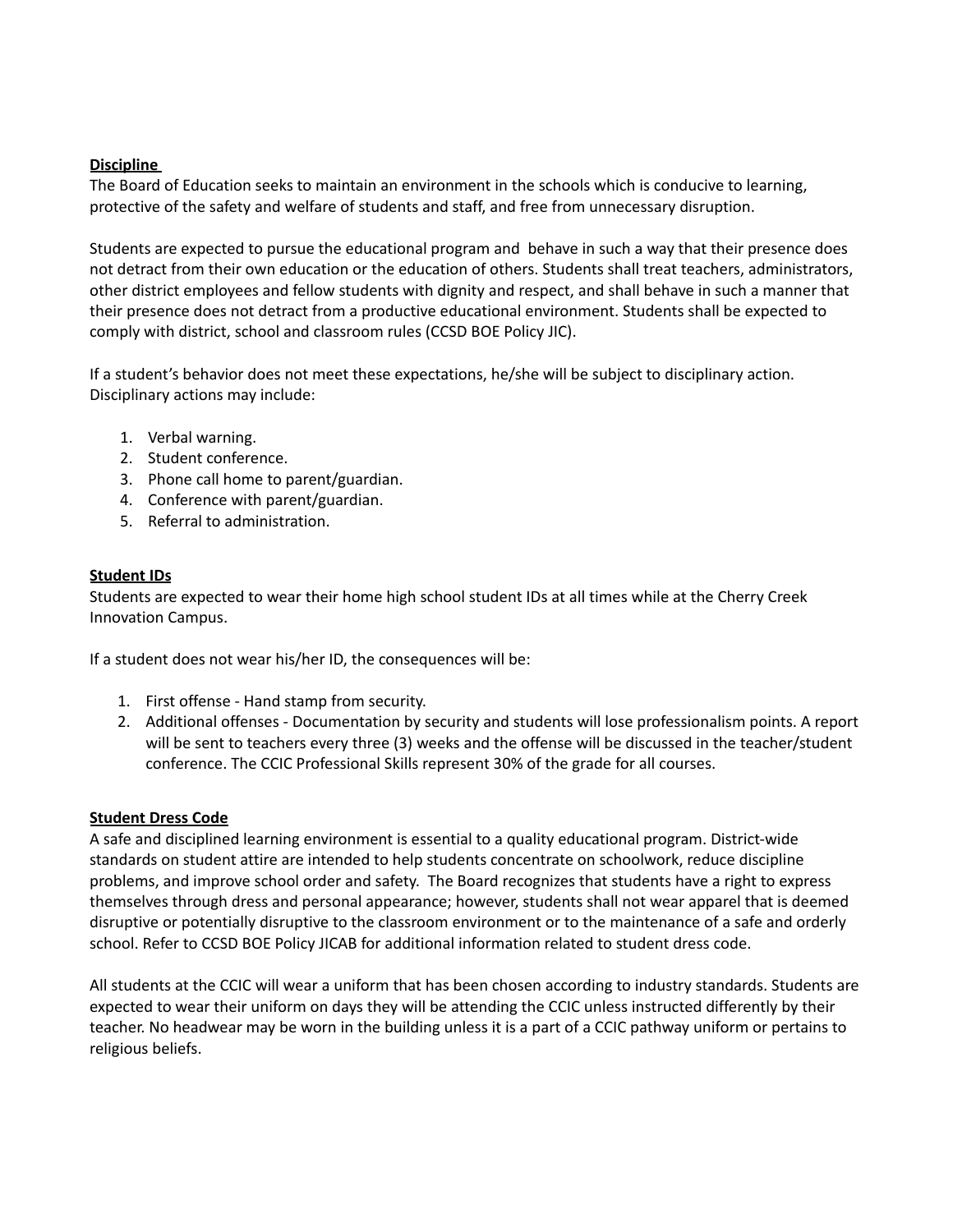## Discipline

The Board of Education seeks to maintain an environment in the schools which is conducive to learning, protective of the safety and welfare of students and staff, and free from unnecessary disruption.

Students are expected to pursue the educational program and behave in such a way that their presence does not detract from their own education or the education of others. Students shall treat teachers, administrators, other district employees and fellow students with dignity and respect, and shall behave in such a manner that their presence does not detract from a productive educational environment. Students shall be expected to comply with district, school and classroom rules (CCSD BOE Policy JIC).

If a student's behavior does not meet these expectations, he/she will be subject to disciplinary action. Disciplinary actions may include:

1. Verbal warning.
2. Student conference.
3. Phone call home to parent/guardian.
4. Conference with parent/guardian.
5. Referral to administration.

## Student IDs

Students are expected to wear their home high school student IDs at all times while at the Cherry Creek Innovation Campus.

If a student does not wear his/her ID, the consequences will be:

1. First offense - Hand stamp from security.
2. Additional offenses - Documentation by security and students will lose professionalism points. A report will be sent to teachers every three (3) weeks and the offense will be discussed in the teacher/student conference. The CCIC Professional Skills represent 30% of the grade for all courses.

## Student Dress Code

A safe and disciplined learning environment is essential to a quality educational program. District-wide standards on student attire are intended to help students concentrate on schoolwork, reduce discipline problems, and improve school order and safety. The Board recognizes that students have a right to express themselves through dress and personal appearance; however, students shall not wear apparel that is deemed disruptive or potentially disruptive to the classroom environment or to the maintenance of a safe and orderly school. Refer to CCSD BOE Policy JICAB for additional information related to student dress code.

All students at the CCIC will wear a uniform that has been chosen according to industry standards. Students are expected to wear their uniform on days they will be attending the CCIC unless instructed differently by their teacher. No headwear may be worn in the building unless it is a part of a CCIC pathway uniform or pertains to religious beliefs.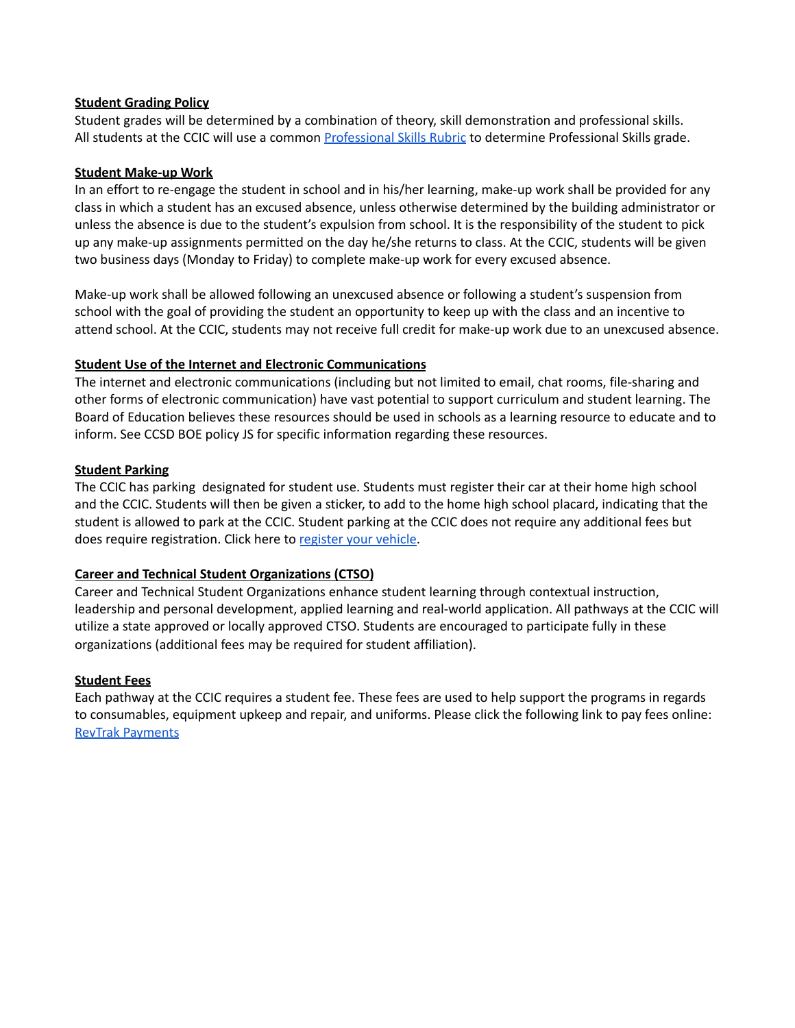**Student Grading Policy**

Student grades will be determined by a combination of theory, skill demonstration and professional skills. All students at the CCIC will use a common Professional Skills Rubric to determine Professional Skills grade.

**Student Make-up Work**

In an effort to re-engage the student in school and in his/her learning, make-up work shall be provided for any class in which a student has an excused absence, unless otherwise determined by the building administrator or unless the absence is due to the student's expulsion from school. It is the responsibility of the student to pick up any make-up assignments permitted on the day he/she returns to class. At the CCIC, students will be given two business days (Monday to Friday) to complete make-up work for every excused absence.

Make-up work shall be allowed following an unexcused absence or following a student's suspension from school with the goal of providing the student an opportunity to keep up with the class and an incentive to attend school. At the CCIC, students may not receive full credit for make-up work due to an unexcused absence.

**Student Use of the Internet and Electronic Communications**

The internet and electronic communications (including but not limited to email, chat rooms, file-sharing and other forms of electronic communication) have vast potential to support curriculum and student learning. The Board of Education believes these resources should be used in schools as a learning resource to educate and to inform. See CCSD BOE policy JS for specific information regarding these resources.

**Student Parking**

The CCIC has parking designated for student use. Students must register their car at their home high school and the CCIC. Students will then be given a sticker, to add to the home high school placard, indicating that the student is allowed to park at the CCIC. Student parking at the CCIC does not require any additional fees but does require registration. Click here to register your vehicle.

**Career and Technical Student Organizations (CTSO)**

Career and Technical Student Organizations enhance student learning through contextual instruction, leadership and personal development, applied learning and real-world application. All pathways at the CCIC will utilize a state approved or locally approved CTSO. Students are encouraged to participate fully in these organizations (additional fees may be required for student affiliation).

**Student Fees**

Each pathway at the CCIC requires a student fee. These fees are used to help support the programs in regards to consumables, equipment upkeep and repair, and uniforms. Please click the following link to pay fees online: RevTrak Payments